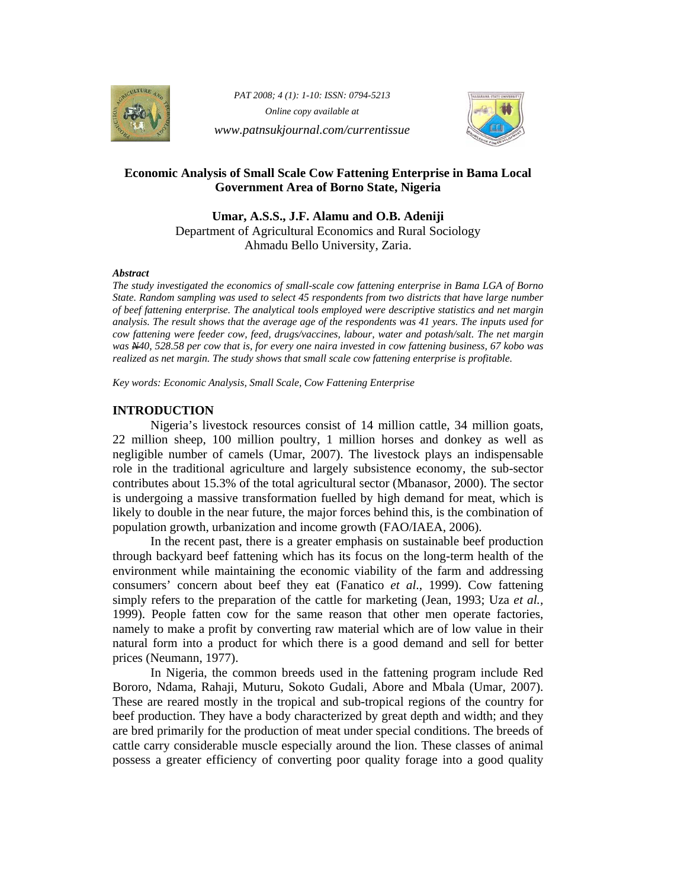PAT 2008; 4 (1): 1-10: ISSN: 0794-5213

*Online copy available at*

*www.patnsukjournal.com/currentissue*

# Economic Analysis of Small Scale Cow Fattening Enterprise in Bama Local Government Area of Borno State, Nigeria

**Umar, A.S.S., J.F. Alamu and O.B. Adeniji**

Department of Agricultural Economics and Rural Sociology
Ahmadu Bello University, Zaria.

***Abstract***

*The study investigated the economics of small-scale cow fattening enterprise in Bama LGA of Borno State. Random sampling was used to select 45 respondents from two districts that have large number of beef fattening enterprise. The analytical tools employed were descriptive statistics and net margin analysis. The result shows that the average age of the respondents was 41 years. The inputs used for cow fattening were feeder cow, feed, drugs/vaccines, labour, water and potash/salt. The net margin was ₦40, 528.58 per cow that is, for every one naira invested in cow fattening business, 67 kobo was realized as net margin. The study shows that small scale cow fattening enterprise is profitable.*

*Key words: Economic Analysis, Small Scale, Cow Fattening Enterprise*

## INTRODUCTION

Nigeria's livestock resources consist of 14 million cattle, 34 million goats, 22 million sheep, 100 million poultry, 1 million horses and donkey as well as negligible number of camels (Umar, 2007). The livestock plays an indispensable role in the traditional agriculture and largely subsistence economy, the sub-sector contributes about 15.3% of the total agricultural sector (Mbanasor, 2000). The sector is undergoing a massive transformation fuelled by high demand for meat, which is likely to double in the near future, the major forces behind this, is the combination of population growth, urbanization and income growth (FAO/IAEA, 2006).

In the recent past, there is a greater emphasis on sustainable beef production through backyard beef fattening which has its focus on the long-term health of the environment while maintaining the economic viability of the farm and addressing consumers' concern about beef they eat (Fanatico *et al.*, 1999). Cow fattening simply refers to the preparation of the cattle for marketing (Jean, 1993; Uza *et al.*, 1999). People fatten cow for the same reason that other men operate factories, namely to make a profit by converting raw material which are of low value in their natural form into a product for which there is a good demand and sell for better prices (Neumann, 1977).

In Nigeria, the common breeds used in the fattening program include Red Bororo, Ndama, Rahaji, Muturu, Sokoto Gudali, Abore and Mbala (Umar, 2007). These are reared mostly in the tropical and sub-tropical regions of the country for beef production. They have a body characterized by great depth and width; and they are bred primarily for the production of meat under special conditions. The breeds of cattle carry considerable muscle especially around the lion. These classes of animal possess a greater efficiency of converting poor quality forage into a good quality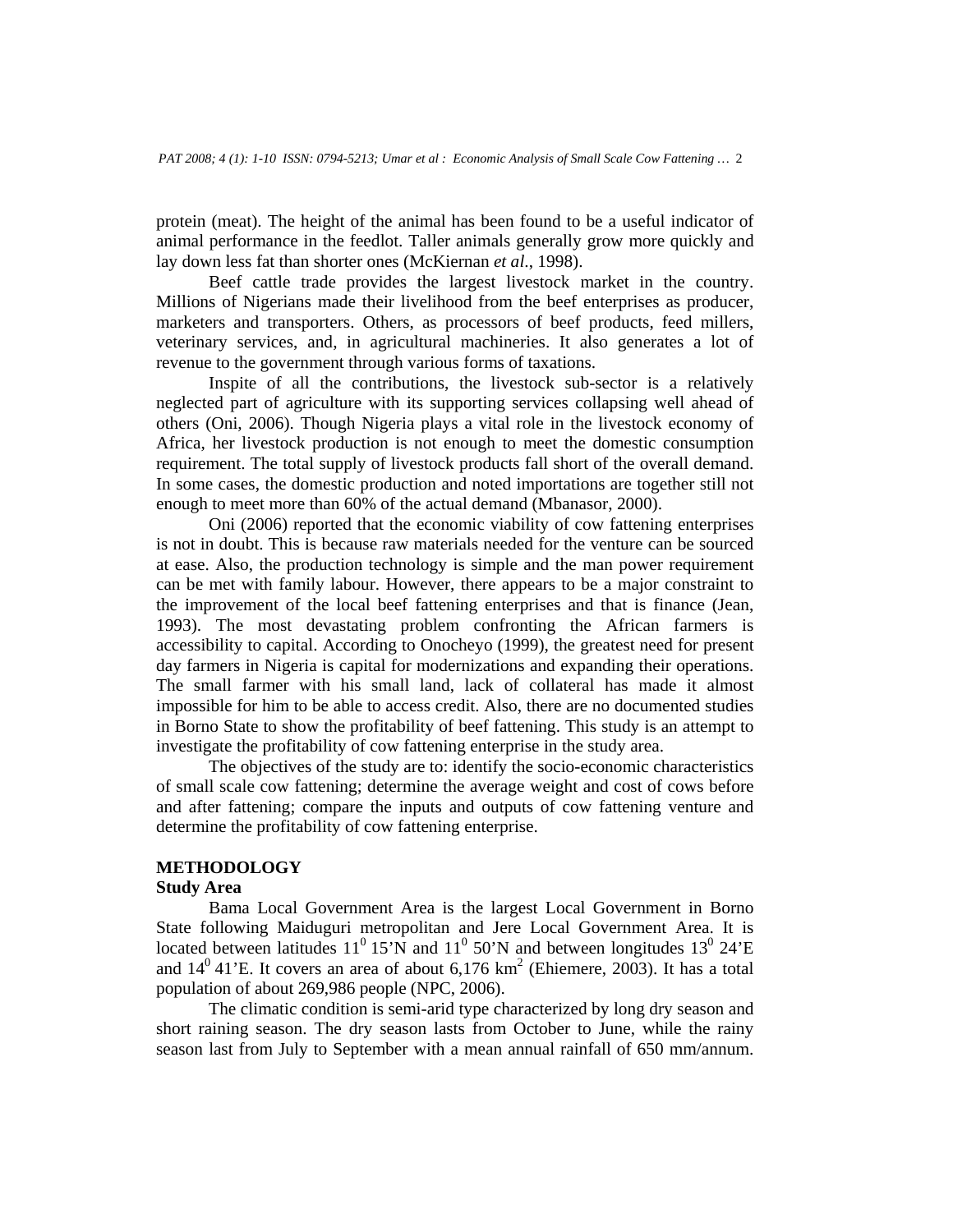protein (meat). The height of the animal has been found to be a useful indicator of animal performance in the feedlot. Taller animals generally grow more quickly and lay down less fat than shorter ones (McKiernan *et al*., 1998).

Beef cattle trade provides the largest livestock market in the country. Millions of Nigerians made their livelihood from the beef enterprises as producer, marketers and transporters. Others, as processors of beef products, feed millers, veterinary services, and, in agricultural machineries. It also generates a lot of revenue to the government through various forms of taxations.

Inspite of all the contributions, the livestock sub-sector is a relatively neglected part of agriculture with its supporting services collapsing well ahead of others (Oni, 2006). Though Nigeria plays a vital role in the livestock economy of Africa, her livestock production is not enough to meet the domestic consumption requirement. The total supply of livestock products fall short of the overall demand. In some cases, the domestic production and noted importations are together still not enough to meet more than 60% of the actual demand (Mbanasor, 2000).

Oni (2006) reported that the economic viability of cow fattening enterprises is not in doubt. This is because raw materials needed for the venture can be sourced at ease. Also, the production technology is simple and the man power requirement can be met with family labour. However, there appears to be a major constraint to the improvement of the local beef fattening enterprises and that is finance (Jean, 1993). The most devastating problem confronting the African farmers is accessibility to capital. According to Onocheyo (1999), the greatest need for present day farmers in Nigeria is capital for modernizations and expanding their operations. The small farmer with his small land, lack of collateral has made it almost impossible for him to be able to access credit. Also, there are no documented studies in Borno State to show the profitability of beef fattening. This study is an attempt to investigate the profitability of cow fattening enterprise in the study area.

The objectives of the study are to: identify the socio-economic characteristics of small scale cow fattening; determine the average weight and cost of cows before and after fattening; compare the inputs and outputs of cow fattening venture and determine the profitability of cow fattening enterprise.

## METHODOLOGY

### Study Area

Bama Local Government Area is the largest Local Government in Borno State following Maiduguri metropolitan and Jere Local Government Area. It is located between latitudes $11^0$ 15'N and $11^0$ 50'N and between longitudes $13^0$ 24'E and $14^0$ 41'E. It covers an area of about 6,176 $km^2$ (Ehiemere, 2003). It has a total population of about 269,986 people (NPC, 2006).

The climatic condition is semi-arid type characterized by long dry season and short raining season. The dry season lasts from October to June, while the rainy season last from July to September with a mean annual rainfall of 650 mm/annum.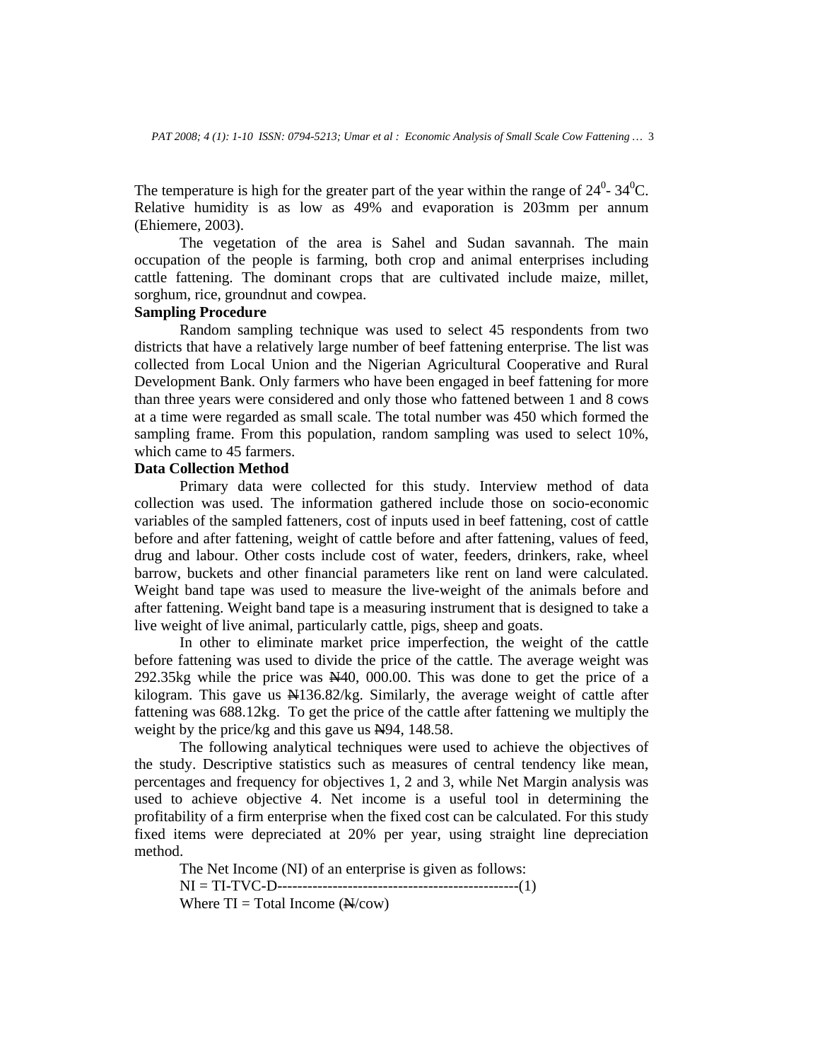The temperature is high for the greater part of the year within the range of $24^0$- $34^0$C. Relative humidity is as low as 49% and evaporation is 203mm per annum (Ehiemere, 2003).

The vegetation of the area is Sahel and Sudan savannah. The main occupation of the people is farming, both crop and animal enterprises including cattle fattening. The dominant crops that are cultivated include maize, millet, sorghum, rice, groundnut and cowpea.

**Sampling Procedure**

Random sampling technique was used to select 45 respondents from two districts that have a relatively large number of beef fattening enterprise. The list was collected from Local Union and the Nigerian Agricultural Cooperative and Rural Development Bank. Only farmers who have been engaged in beef fattening for more than three years were considered and only those who fattened between 1 and 8 cows at a time were regarded as small scale. The total number was 450 which formed the sampling frame. From this population, random sampling was used to select 10%, which came to 45 farmers.

**Data Collection Method**

Primary data were collected for this study. Interview method of data collection was used. The information gathered include those on socio-economic variables of the sampled fatteners, cost of inputs used in beef fattening, cost of cattle before and after fattening, weight of cattle before and after fattening, values of feed, drug and labour. Other costs include cost of water, feeders, drinkers, rake, wheel barrow, buckets and other financial parameters like rent on land were calculated. Weight band tape was used to measure the live-weight of the animals before and after fattening. Weight band tape is a measuring instrument that is designed to take a live weight of live animal, particularly cattle, pigs, sheep and goats.

In other to eliminate market price imperfection, the weight of the cattle before fattening was used to divide the price of the cattle. The average weight was 292.35kg while the price was ₦40, 000.00. This was done to get the price of a kilogram. This gave us ₦136.82/kg. Similarly, the average weight of cattle after fattening was 688.12kg. To get the price of the cattle after fattening we multiply the weight by the price/kg and this gave us ₦94, 148.58.

The following analytical techniques were used to achieve the objectives of the study. Descriptive statistics such as measures of central tendency like mean, percentages and frequency for objectives 1, 2 and 3, while Net Margin analysis was used to achieve objective 4. Net income is a useful tool in determining the profitability of a firm enterprise when the fixed cost can be calculated. For this study fixed items were depreciated at 20% per year, using straight line depreciation method.

The Net Income (NI) of an enterprise is given as follows:

$$NI = TI - TVC - D \quad (1)$$

Where TI = Total Income (₦/cow)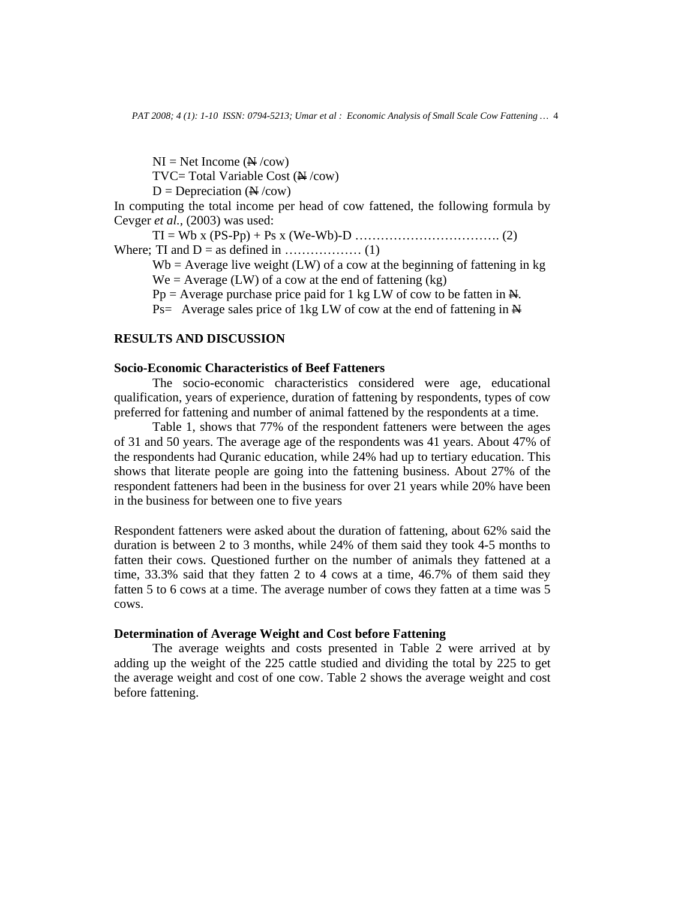NI = Net Income (₦ /cow)

TVC= Total Variable Cost (₦ /cow)

D = Depreciation (₦ /cow)

In computing the total income per head of cow fattened, the following formula by Cevger *et al.*, (2003) was used:

$$TI = Wb \times (PS-Pp) + Ps \times (We-Wb)-D \quad \ldots\ldots\ldots\ldots\ldots\ldots\ldots\ldots\ldots\ldots\ldots. (2)$$

Where; TI and D = as defined in ……………… (1)

Wb = Average live weight (LW) of a cow at the beginning of fattening in kg

We = Average (LW) of a cow at the end of fattening (kg)

Pp = Average purchase price paid for 1 kg LW of cow to be fatten in ₦.

Ps= Average sales price of 1kg LW of cow at the end of fattening in ₦

## RESULTS AND DISCUSSION

### Socio-Economic Characteristics of Beef Fatteners

The socio-economic characteristics considered were age, educational qualification, years of experience, duration of fattening by respondents, types of cow preferred for fattening and number of animal fattened by the respondents at a time.

Table 1, shows that 77% of the respondent fatteners were between the ages of 31 and 50 years. The average age of the respondents was 41 years. About 47% of the respondents had Quranic education, while 24% had up to tertiary education. This shows that literate people are going into the fattening business. About 27% of the respondent fatteners had been in the business for over 21 years while 20% have been in the business for between one to five years

Respondent fatteners were asked about the duration of fattening, about 62% said the duration is between 2 to 3 months, while 24% of them said they took 4-5 months to fatten their cows. Questioned further on the number of animals they fattened at a time, 33.3% said that they fatten 2 to 4 cows at a time, 46.7% of them said they fatten 5 to 6 cows at a time. The average number of cows they fatten at a time was 5 cows.

### Determination of Average Weight and Cost before Fattening

The average weights and costs presented in Table 2 were arrived at by adding up the weight of the 225 cattle studied and dividing the total by 225 to get the average weight and cost of one cow. Table 2 shows the average weight and cost before fattening.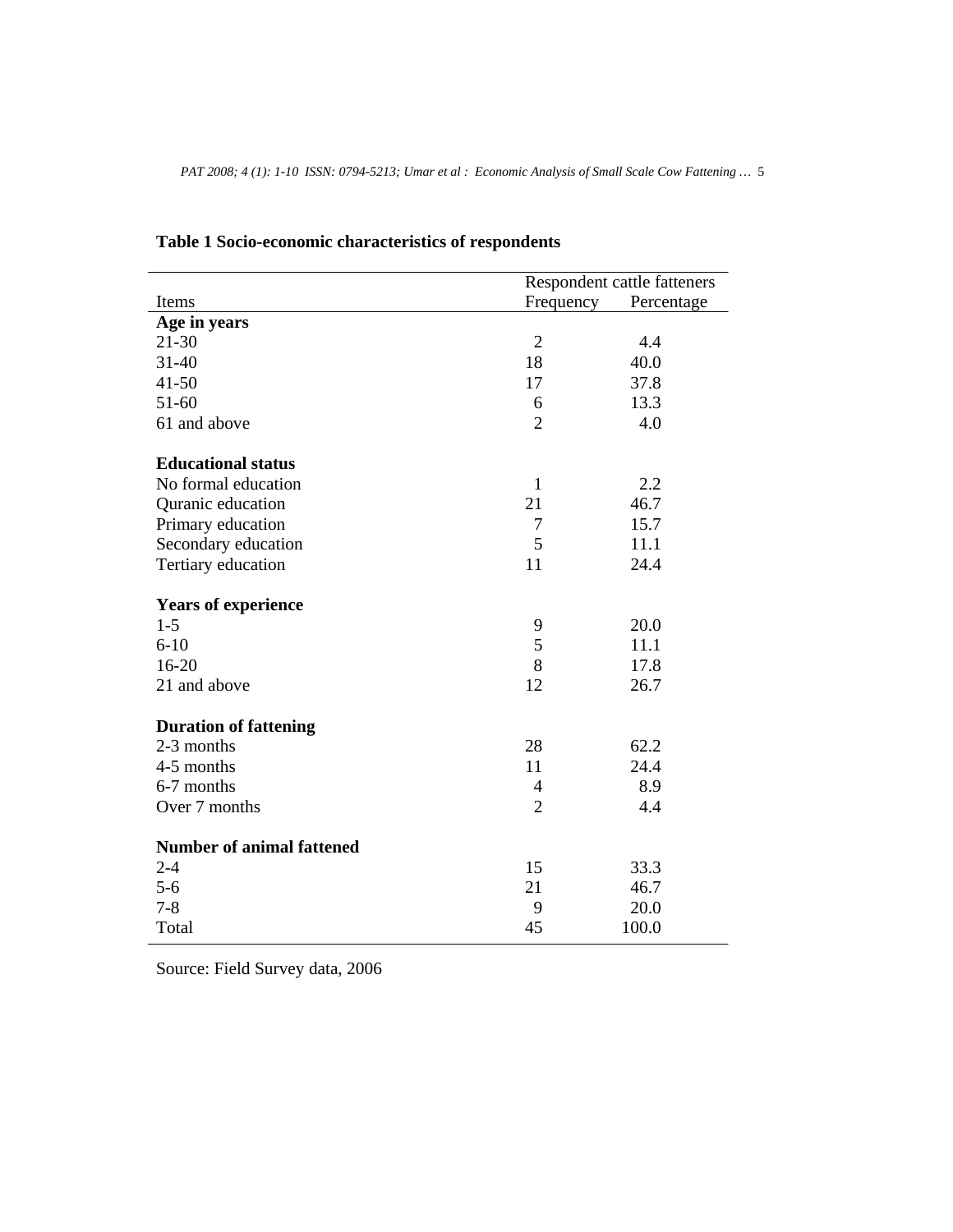**Table 1 Socio-economic characteristics of respondents**

| | Respondent cattle fatteners | |
|---|---|---|
| Items | Frequency | Percentage |
| **Age in years** | | |
| 21-30 | 2 | 4.4 |
| 31-40 | 18 | 40.0 |
| 41-50 | 17 | 37.8 |
| 51-60 | 6 | 13.3 |
| 61 and above | 2 | 4.0 |
| **Educational status** | | |
| No formal education | 1 | 2.2 |
| Quranic education | 21 | 46.7 |
| Primary education | 7 | 15.7 |
| Secondary education | 5 | 11.1 |
| Tertiary education | 11 | 24.4 |
| **Years of experience** | | |
| 1-5 | 9 | 20.0 |
| 6-10 | 5 | 11.1 |
| 16-20 | 8 | 17.8 |
| 21 and above | 12 | 26.7 |
| **Duration of fattening** | | |
| 2-3 months | 28 | 62.2 |
| 4-5 months | 11 | 24.4 |
| 6-7 months | 4 | 8.9 |
| Over 7 months | 2 | 4.4 |
| **Number of animal fattened** | | |
| 2-4 | 15 | 33.3 |
| 5-6 | 21 | 46.7 |
| 7-8 | 9 | 20.0 |
| Total | 45 | 100.0 |

Source: Field Survey data, 2006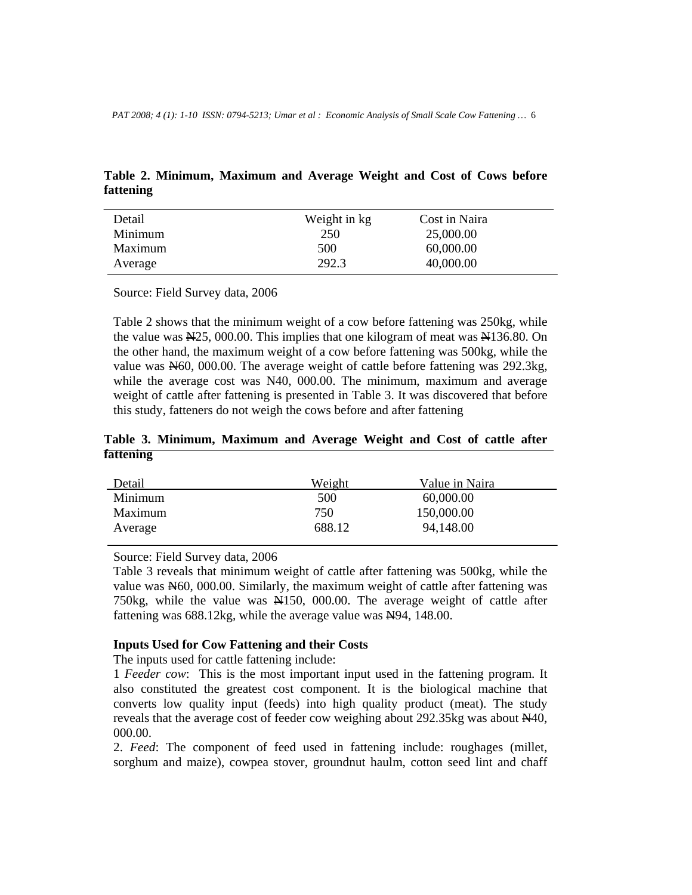**Table 2. Minimum, Maximum and Average Weight and Cost of Cows before fattening**

| Detail | Weight in kg | Cost in Naira |
| --- | --- | --- |
| Minimum | 250 | 25,000.00 |
| Maximum | 500 | 60,000.00 |
| Average | 292.3 | 40,000.00 |

Source: Field Survey data, 2006

Table 2 shows that the minimum weight of a cow before fattening was 250kg, while the value was ₦25, 000.00. This implies that one kilogram of meat was ₦136.80. On the other hand, the maximum weight of a cow before fattening was 500kg, while the value was ₦60, 000.00. The average weight of cattle before fattening was 292.3kg, while the average cost was N40, 000.00. The minimum, maximum and average weight of cattle after fattening is presented in Table 3. It was discovered that before this study, fatteners do not weigh the cows before and after fattening

**Table 3. Minimum, Maximum and Average Weight and Cost of cattle after fattening**

| Detail | Weight | Value in Naira |
| --- | --- | --- |
| Minimum | 500 | 60,000.00 |
| Maximum | 750 | 150,000.00 |
| Average | 688.12 | 94,148.00 |

Source: Field Survey data, 2006

Table 3 reveals that minimum weight of cattle after fattening was 500kg, while the value was ₦60, 000.00. Similarly, the maximum weight of cattle after fattening was 750kg, while the value was ₦150, 000.00. The average weight of cattle after fattening was 688.12kg, while the average value was ₦94, 148.00.

**Inputs Used for Cow Fattening and their Costs**

The inputs used for cattle fattening include:

1 *Feeder cow*: This is the most important input used in the fattening program. It also constituted the greatest cost component. It is the biological machine that converts low quality input (feeds) into high quality product (meat). The study reveals that the average cost of feeder cow weighing about 292.35kg was about ₦40, 000.00.

2. *Feed*: The component of feed used in fattening include: roughages (millet, sorghum and maize), cowpea stover, groundnut haulm, cotton seed lint and chaff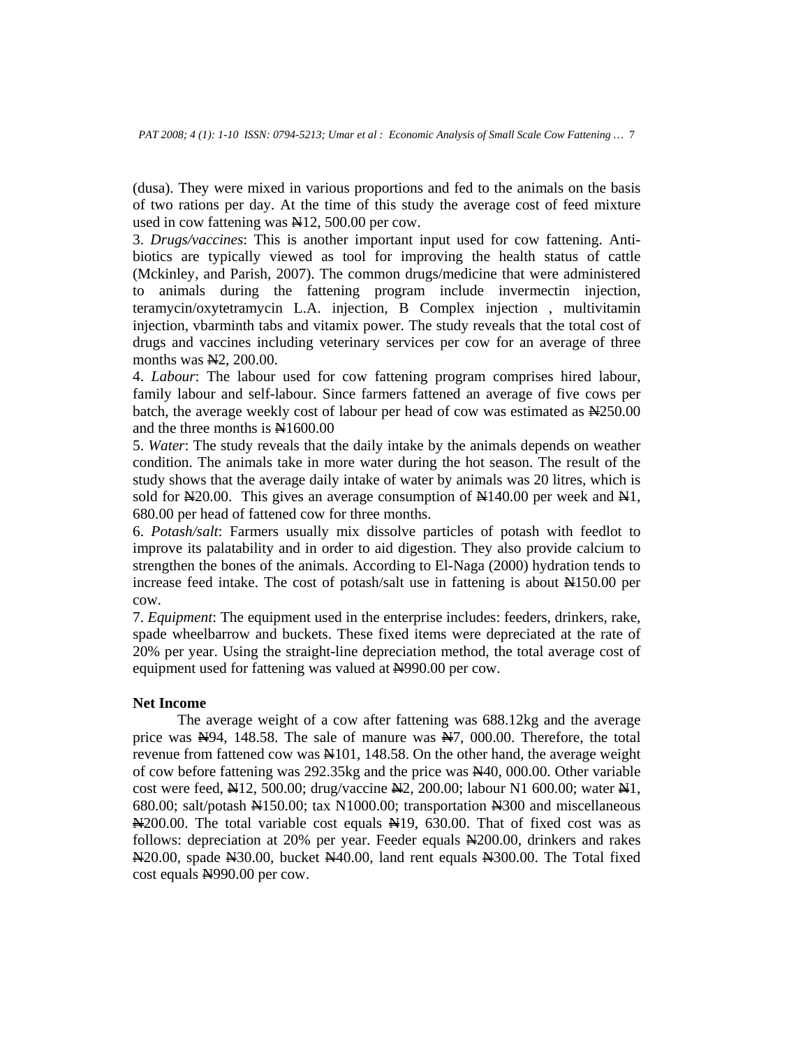(dusa). They were mixed in various proportions and fed to the animals on the basis of two rations per day. At the time of this study the average cost of feed mixture used in cow fattening was ₦12, 500.00 per cow.

3. *Drugs/vaccines*: This is another important input used for cow fattening. Antibiotics are typically viewed as tool for improving the health status of cattle (Mckinley, and Parish, 2007). The common drugs/medicine that were administered to animals during the fattening program include invermectin injection, teramycin/oxytetramycin L.A. injection, B Complex injection , multivitamin injection, vbarminth tabs and vitamix power. The study reveals that the total cost of drugs and vaccines including veterinary services per cow for an average of three months was ₦2, 200.00.

4. *Labour*: The labour used for cow fattening program comprises hired labour, family labour and self-labour. Since farmers fattened an average of five cows per batch, the average weekly cost of labour per head of cow was estimated as ₦250.00 and the three months is ₦1600.00

5. *Water*: The study reveals that the daily intake by the animals depends on weather condition. The animals take in more water during the hot season. The result of the study shows that the average daily intake of water by animals was 20 litres, which is sold for ₦20.00. This gives an average consumption of ₦140.00 per week and ₦1, 680.00 per head of fattened cow for three months.

6. *Potash/salt*: Farmers usually mix dissolve particles of potash with feedlot to improve its palatability and in order to aid digestion. They also provide calcium to strengthen the bones of the animals. According to El-Naga (2000) hydration tends to increase feed intake. The cost of potash/salt use in fattening is about ₦150.00 per cow.

7. *Equipment*: The equipment used in the enterprise includes: feeders, drinkers, rake, spade wheelbarrow and buckets. These fixed items were depreciated at the rate of 20% per year. Using the straight-line depreciation method, the total average cost of equipment used for fattening was valued at ₦990.00 per cow.

**Net Income**

The average weight of a cow after fattening was 688.12kg and the average price was ₦94, 148.58. The sale of manure was ₦7, 000.00. Therefore, the total revenue from fattened cow was ₦101, 148.58. On the other hand, the average weight of cow before fattening was 292.35kg and the price was ₦40, 000.00. Other variable cost were feed, ₦12, 500.00; drug/vaccine ₦2, 200.00; labour N1 600.00; water ₦1, 680.00; salt/potash ₦150.00; tax N1000.00; transportation ₦300 and miscellaneous ₦200.00. The total variable cost equals ₦19, 630.00. That of fixed cost was as follows: depreciation at 20% per year. Feeder equals ₦200.00, drinkers and rakes ₦20.00, spade ₦30.00, bucket ₦40.00, land rent equals ₦300.00. The Total fixed cost equals ₦990.00 per cow.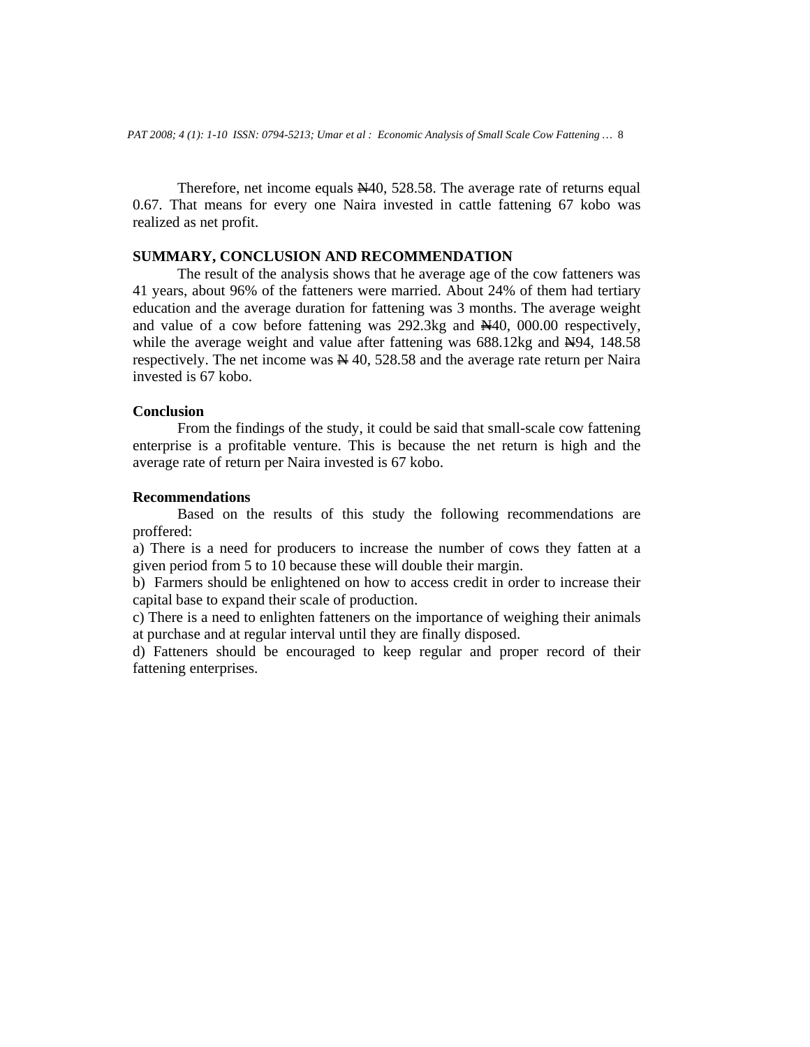Therefore, net income equals ₦40, 528.58. The average rate of returns equal 0.67. That means for every one Naira invested in cattle fattening 67 kobo was realized as net profit.

## SUMMARY, CONCLUSION AND RECOMMENDATION

The result of the analysis shows that he average age of the cow fatteners was 41 years, about 96% of the fatteners were married. About 24% of them had tertiary education and the average duration for fattening was 3 months. The average weight and value of a cow before fattening was 292.3kg and ₦40, 000.00 respectively, while the average weight and value after fattening was 688.12kg and ₦94, 148.58 respectively. The net income was ₦ 40, 528.58 and the average rate return per Naira invested is 67 kobo.

### Conclusion

From the findings of the study, it could be said that small-scale cow fattening enterprise is a profitable venture. This is because the net return is high and the average rate of return per Naira invested is 67 kobo.

### Recommendations

Based on the results of this study the following recommendations are proffered:

a) There is a need for producers to increase the number of cows they fatten at a given period from 5 to 10 because these will double their margin.

b) Farmers should be enlightened on how to access credit in order to increase their capital base to expand their scale of production.

c) There is a need to enlighten fatteners on the importance of weighing their animals at purchase and at regular interval until they are finally disposed.

d) Fatteners should be encouraged to keep regular and proper record of their fattening enterprises.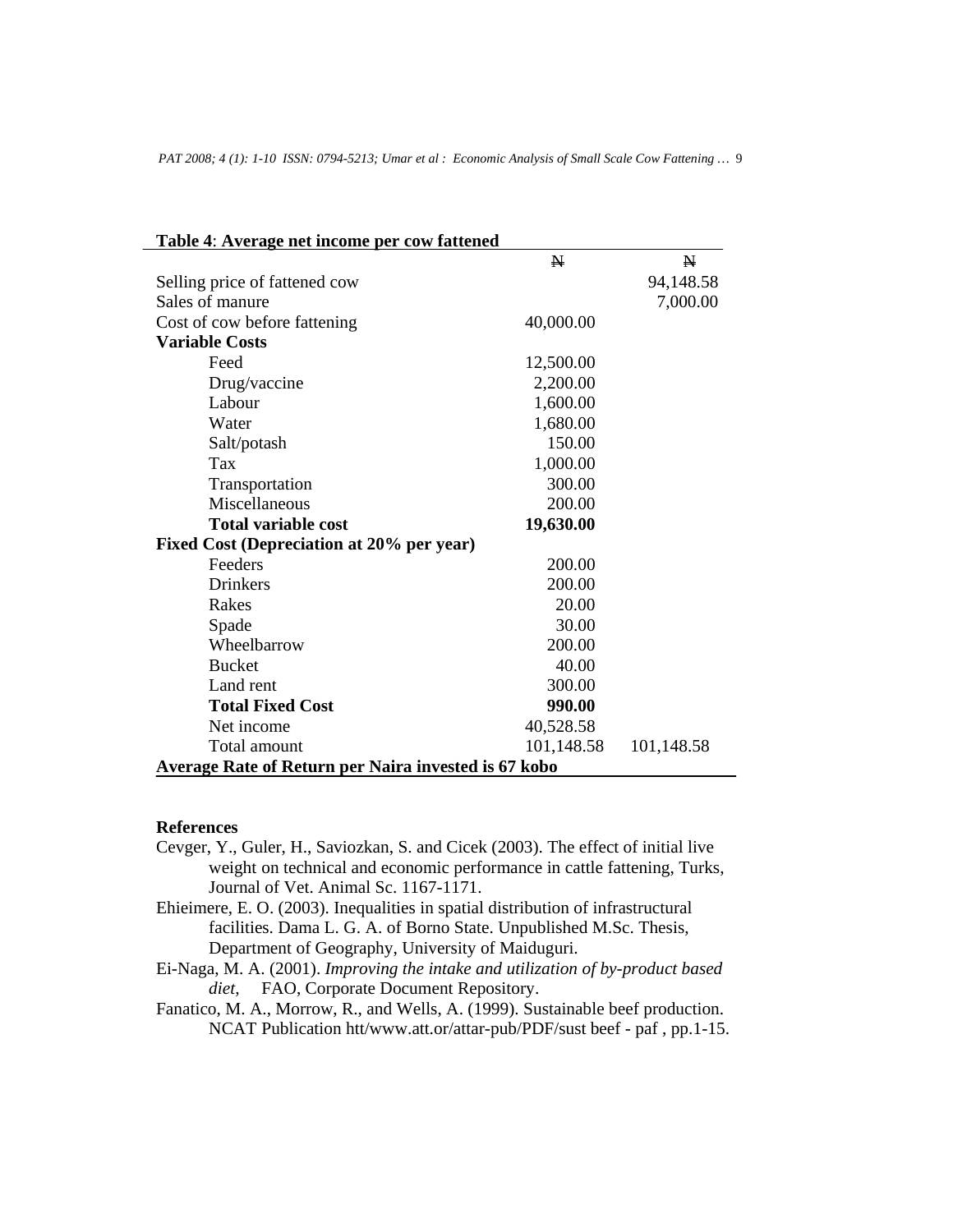**Table 4**: **Average net income per cow fattened**

| | ₦ | ₦ |
|---|---|---|
| Selling price of fattened cow | | 94,148.58 |
| Sales of manure | | 7,000.00 |
| Cost of cow before fattening | 40,000.00 | |
| **Variable Costs** | | |
| Feed | 12,500.00 | |
| Drug/vaccine | 2,200.00 | |
| Labour | 1,600.00 | |
| Water | 1,680.00 | |
| Salt/potash | 150.00 | |
| Tax | 1,000.00 | |
| Transportation | 300.00 | |
| Miscellaneous | 200.00 | |
| **Total variable cost** | **19,630.00** | |
| **Fixed Cost (Depreciation at 20% per year)** | | |
| Feeders | 200.00 | |
| Drinkers | 200.00 | |
| Rakes | 20.00 | |
| Spade | 30.00 | |
| Wheelbarrow | 200.00 | |
| Bucket | 40.00 | |
| Land rent | 300.00 | |
| **Total Fixed Cost** | **990.00** | |
| Net income | 40,528.58 | |
| Total amount | 101,148.58 | 101,148.58 |

**Average Rate of Return per Naira invested is 67 kobo**

## References

Cevger, Y., Guler, H., Saviozkan, S. and Cicek (2003). The effect of initial live weight on technical and economic performance in cattle fattening, Turks, Journal of Vet. Animal Sc. 1167-1171.

Ehieimere, E. O. (2003). Inequalities in spatial distribution of infrastructural facilities. Dama L. G. A. of Borno State. Unpublished M.Sc. Thesis, Department of Geography, University of Maiduguri.

Ei-Naga, M. A. (2001). *Improving the intake and utilization of by-product based diet*, FAO, Corporate Document Repository.

Fanatico, M. A., Morrow, R., and Wells, A. (1999). Sustainable beef production. NCAT Publication htt/www.att.or/attar-pub/PDF/sust beef - paf , pp.1-15.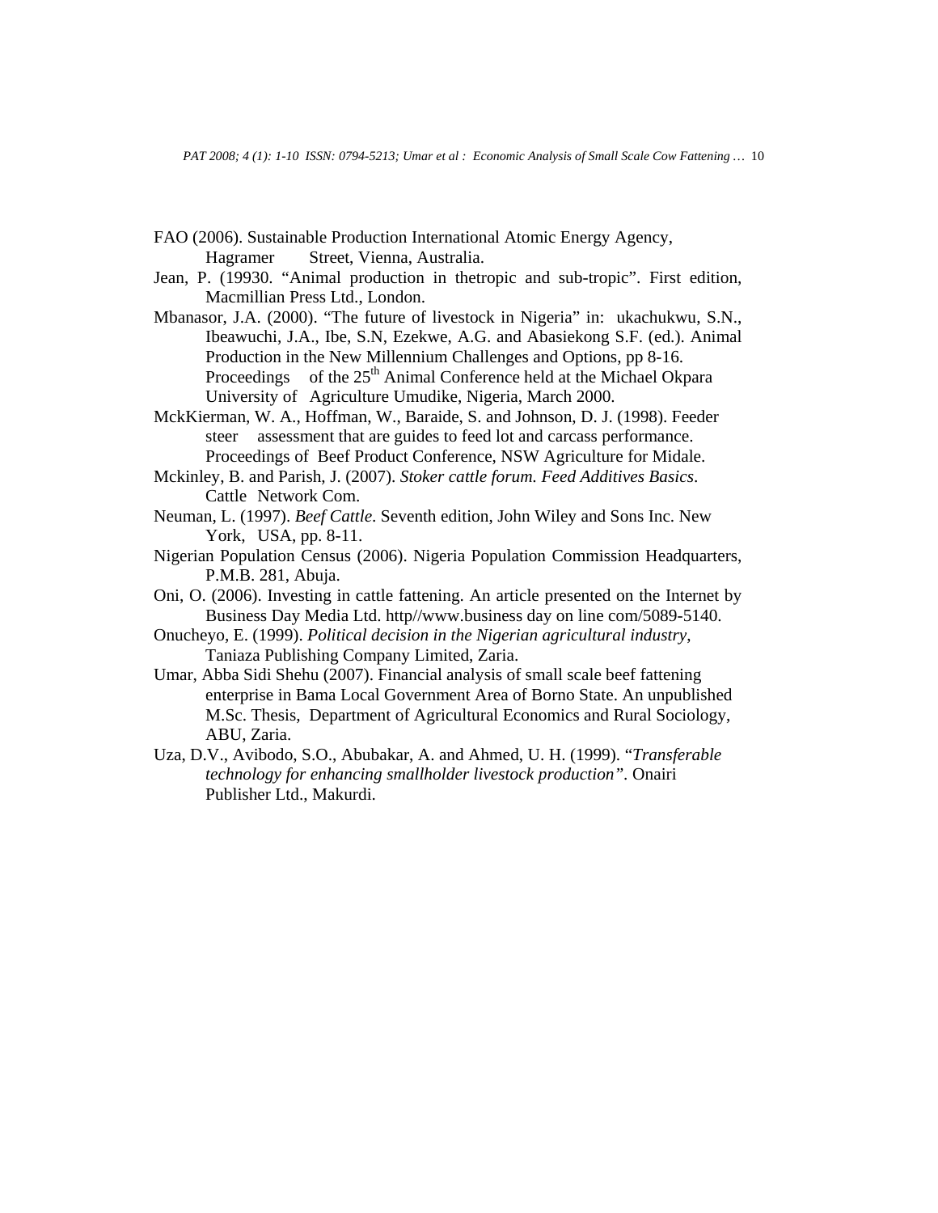FAO (2006). Sustainable Production International Atomic Energy Agency, Hagramer Street, Vienna, Australia.

Jean, P. (19930. "Animal production in thetropic and sub-tropic". First edition, Macmillian Press Ltd., London.

Mbanasor, J.A. (2000). "The future of livestock in Nigeria" in: ukachukwu, S.N., Ibeawuchi, J.A., Ibe, S.N, Ezekwe, A.G. and Abasiekong S.F. (ed.). Animal Production in the New Millennium Challenges and Options, pp 8-16. Proceedings of the 25th Animal Conference held at the Michael Okpara University of Agriculture Umudike, Nigeria, March 2000.

MckKierman, W. A., Hoffman, W., Baraide, S. and Johnson, D. J. (1998). Feeder steer assessment that are guides to feed lot and carcass performance. Proceedings of Beef Product Conference, NSW Agriculture for Midale.

Mckinley, B. and Parish, J. (2007). *Stoker cattle forum. Feed Additives Basics*. Cattle Network Com.

Neuman, L. (1997). *Beef Cattle*. Seventh edition, John Wiley and Sons Inc. New York, USA, pp. 8-11.

Nigerian Population Census (2006). Nigeria Population Commission Headquarters, P.M.B. 281, Abuja.

Oni, O. (2006). Investing in cattle fattening. An article presented on the Internet by Business Day Media Ltd. http//www.business day on line com/5089-5140.

Onucheyo, E. (1999). *Political decision in the Nigerian agricultural industry*, Taniaza Publishing Company Limited, Zaria.

Umar, Abba Sidi Shehu (2007). Financial analysis of small scale beef fattening enterprise in Bama Local Government Area of Borno State. An unpublished M.Sc. Thesis, Department of Agricultural Economics and Rural Sociology, ABU, Zaria.

Uza, D.V., Avibodo, S.O., Abubakar, A. and Ahmed, U. H. (1999). "*Transferable technology for enhancing smallholder livestock production"*. Onairi Publisher Ltd., Makurdi.